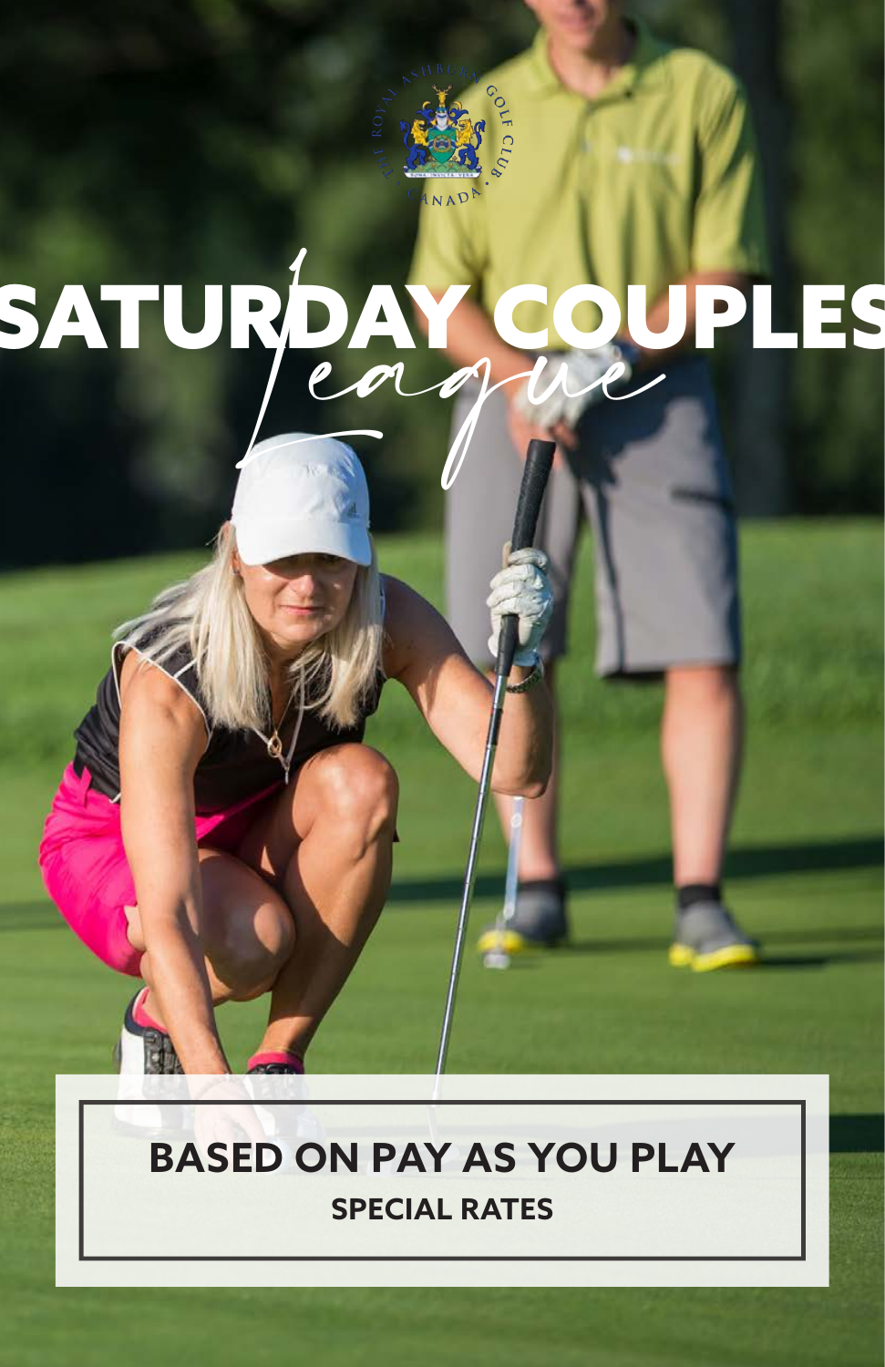THE ROYAL ASHBURN GOLF CLUB · CANADA

# SATURDAY COUPLES *League*

**BASED ON PAY AS YOU PLAY**

**SPECIAL RATES**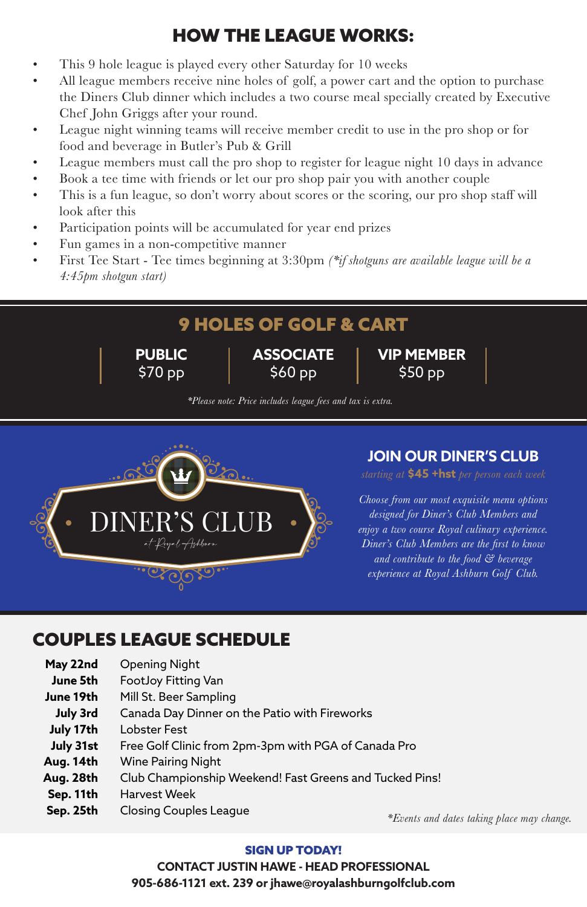# HOW THE LEAGUE WORKS:

- This 9 hole league is played every other Saturday for 10 weeks
- All league members receive nine holes of golf, a power cart and the option to purchase the Diners Club dinner which includes a two course meal specially created by Executive Chef John Griggs after your round.
- League night winning teams will receive member credit to use in the pro shop or for food and beverage in Butler's Pub & Grill
- League members must call the pro shop to register for league night 10 days in advance
- Book a tee time with friends or let our pro shop pair you with another couple
- This is a fun league, so don't worry about scores or the scoring, our pro shop staff will look after this
- Participation points will be accumulated for year end prizes
- Fun games in a non-competitive manner
- First Tee Start - Tee times beginning at 3:30pm *(\*if shotguns are available league will be a 4:45pm shotgun start)*

## 9 HOLES OF GOLF & CART

| PUBLIC | ASSOCIATE | VIP MEMBER |
|---|---|---|
| $70 pp | $60 pp | $50 pp |

*\*Please note: Price includes league fees and tax is extra.*

DINER'S CLUB

at Royal Ashburn

## JOIN OUR DINER'S CLUB

*starting at* **$45 +hst** *per person each week*

*Choose from our most exquisite menu options designed for Diner's Club Members and enjoy a two course Royal culinary experience. Diner's Club Members are the first to know and contribute to the food & beverage experience at Royal Ashburn Golf Club.*

## COUPLES LEAGUE SCHEDULE

| | |
|---|---|
| **May 22nd** | Opening Night |
| **June 5th** | FootJoy Fitting Van |
| **June 19th** | Mill St. Beer Sampling |
| **July 3rd** | Canada Day Dinner on the Patio with Fireworks |
| **July 17th** | Lobster Fest |
| **July 31st** | Free Golf Clinic from 2pm-3pm with PGA of Canada Pro |
| **Aug. 14th** | Wine Pairing Night |
| **Aug. 28th** | Club Championship Weekend! Fast Greens and Tucked Pins! |
| **Sep. 11th** | Harvest Week |
| **Sep. 25th** | Closing Couples League |

*\*Events and dates taking place may change.*

**SIGN UP TODAY!**

**CONTACT JUSTIN HAWE - HEAD PROFESSIONAL**

**905-686-1121 ext. 239 or jhawe@royalashburngolfclub.com**